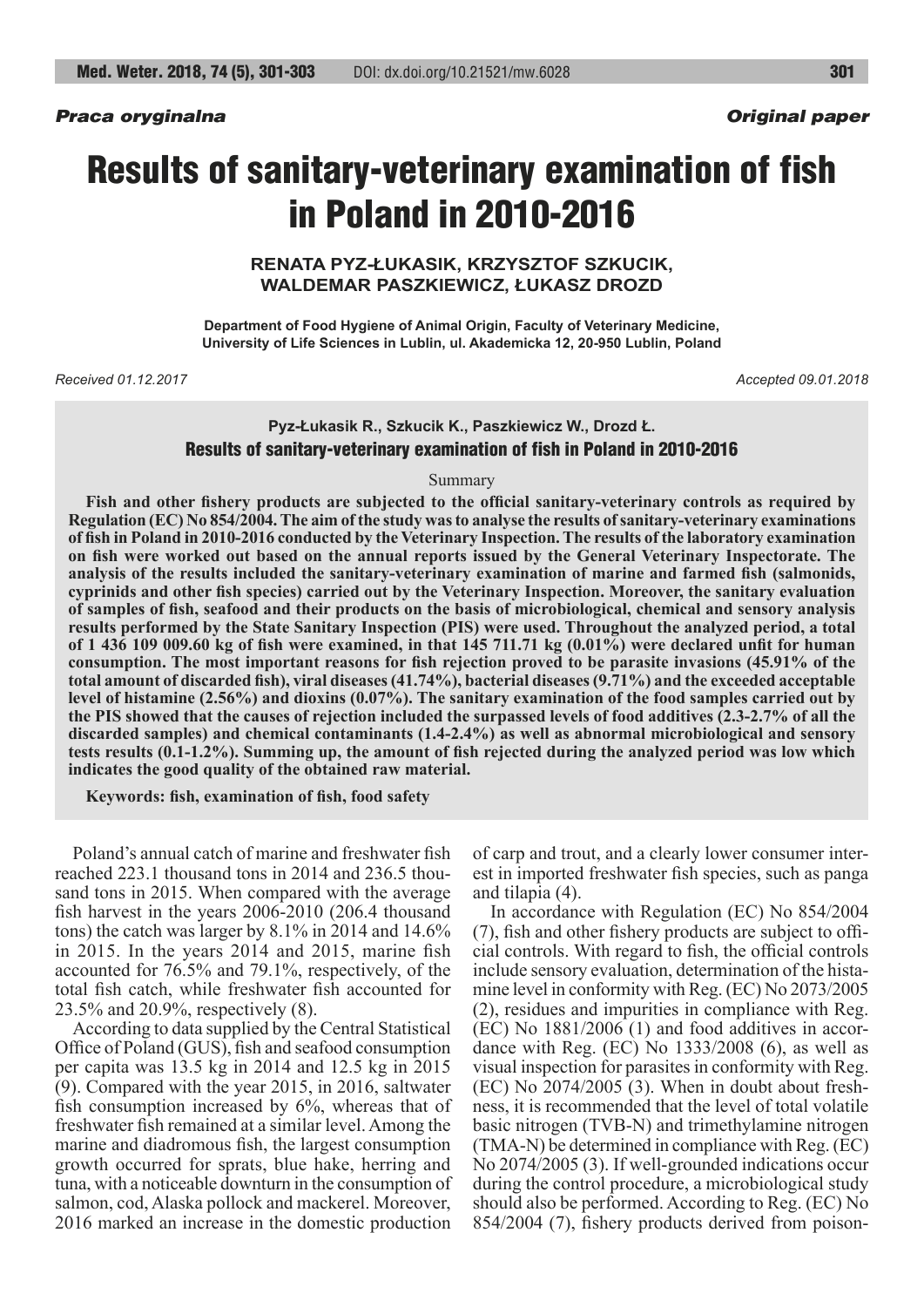*Praca oryginalna* *Original paper*

# Results of sanitary-veterinary examination of fish in Poland in 2010-2016

**RENATA PYZ-ŁUKASIK, KRZYSZTOF SZKUCIK, WALDEMAR PASZKIEWICZ, ŁUKASZ DROZD**

**Department of Food Hygiene of Animal Origin, Faculty of Veterinary Medicine, University of Life Sciences in Lublin, ul. Akademicka 12, 20-950 Lublin, Poland**

*Received 01.12.2017* *Accepted 09.01.2018*

**Pyz-Łukasik R., Szkucik K., Paszkiewicz W., Drozd Ł.**

**Results of sanitary-veterinary examination of fish in Poland in 2010-2016**

Summary

**Fish and other fishery products are subjected to the official sanitary-veterinary controls as required by Regulation (EC) No 854/2004. The aim of the study was to analyse the results of sanitary-veterinary examinations of fish in Poland in 2010-2016 conducted by the Veterinary Inspection. The results of the laboratory examination on fish were worked out based on the annual reports issued by the General Veterinary Inspectorate. The analysis of the results included the sanitary-veterinary examination of marine and farmed fish (salmonids, cyprinids and other fish species) carried out by the Veterinary Inspection. Moreover, the sanitary evaluation of samples of fish, seafood and their products on the basis of microbiological, chemical and sensory analysis results performed by the State Sanitary Inspection (PIS) were used. Throughout the analyzed period, a total of 1 436 109 009.60 kg of fish were examined, in that 145 711.71 kg (0.01%) were declared unfit for human consumption. The most important reasons for fish rejection proved to be parasite invasions (45.91% of the total amount of discarded fish), viral diseases (41.74%), bacterial diseases (9.71%) and the exceeded acceptable level of histamine (2.56%) and dioxins (0.07%). The sanitary examination of the food samples carried out by the PIS showed that the causes of rejection included the surpassed levels of food additives (2.3-2.7% of all the discarded samples) and chemical contaminants (1.4-2.4%) as well as abnormal microbiological and sensory tests results (0.1-1.2%). Summing up, the amount of fish rejected during the analyzed period was low which indicates the good quality of the obtained raw material.**

**Keywords: fish, examination of fish, food safety**

Poland's annual catch of marine and freshwater fish reached 223.1 thousand tons in 2014 and 236.5 thousand tons in 2015. When compared with the average fish harvest in the years 2006-2010 (206.4 thousand tons) the catch was larger by 8.1% in 2014 and 14.6% in 2015. In the years 2014 and 2015, marine fish accounted for 76.5% and 79.1%, respectively, of the total fish catch, while freshwater fish accounted for 23.5% and 20.9%, respectively (8).

According to data supplied by the Central Statistical Office of Poland (GUS), fish and seafood consumption per capita was 13.5 kg in 2014 and 12.5 kg in 2015 (9). Compared with the year 2015, in 2016, saltwater fish consumption increased by 6%, whereas that of freshwater fish remained at a similar level. Among the marine and diadromous fish, the largest consumption growth occurred for sprats, blue hake, herring and tuna, with a noticeable downturn in the consumption of salmon, cod, Alaska pollock and mackerel. Moreover, 2016 marked an increase in the domestic production of carp and trout, and a clearly lower consumer interest in imported freshwater fish species, such as panga and tilapia (4).

In accordance with Regulation (EC) No 854/2004 (7), fish and other fishery products are subject to official controls. With regard to fish, the official controls include sensory evaluation, determination of the histamine level in conformity with Reg. (EC) No 2073/2005 (2), residues and impurities in compliance with Reg. (EC) No 1881/2006 (1) and food additives in accordance with Reg. (EC) No 1333/2008 (6), as well as visual inspection for parasites in conformity with Reg. (EC) No 2074/2005 (3). When in doubt about freshness, it is recommended that the level of total volatile basic nitrogen (TVB-N) and trimethylamine nitrogen (TMA-N) be determined in compliance with Reg. (EC) No 2074/2005 (3). If well-grounded indications occur during the control procedure, a microbiological study should also be performed. According to Reg. (EC) No 854/2004 (7), fishery products derived from poison-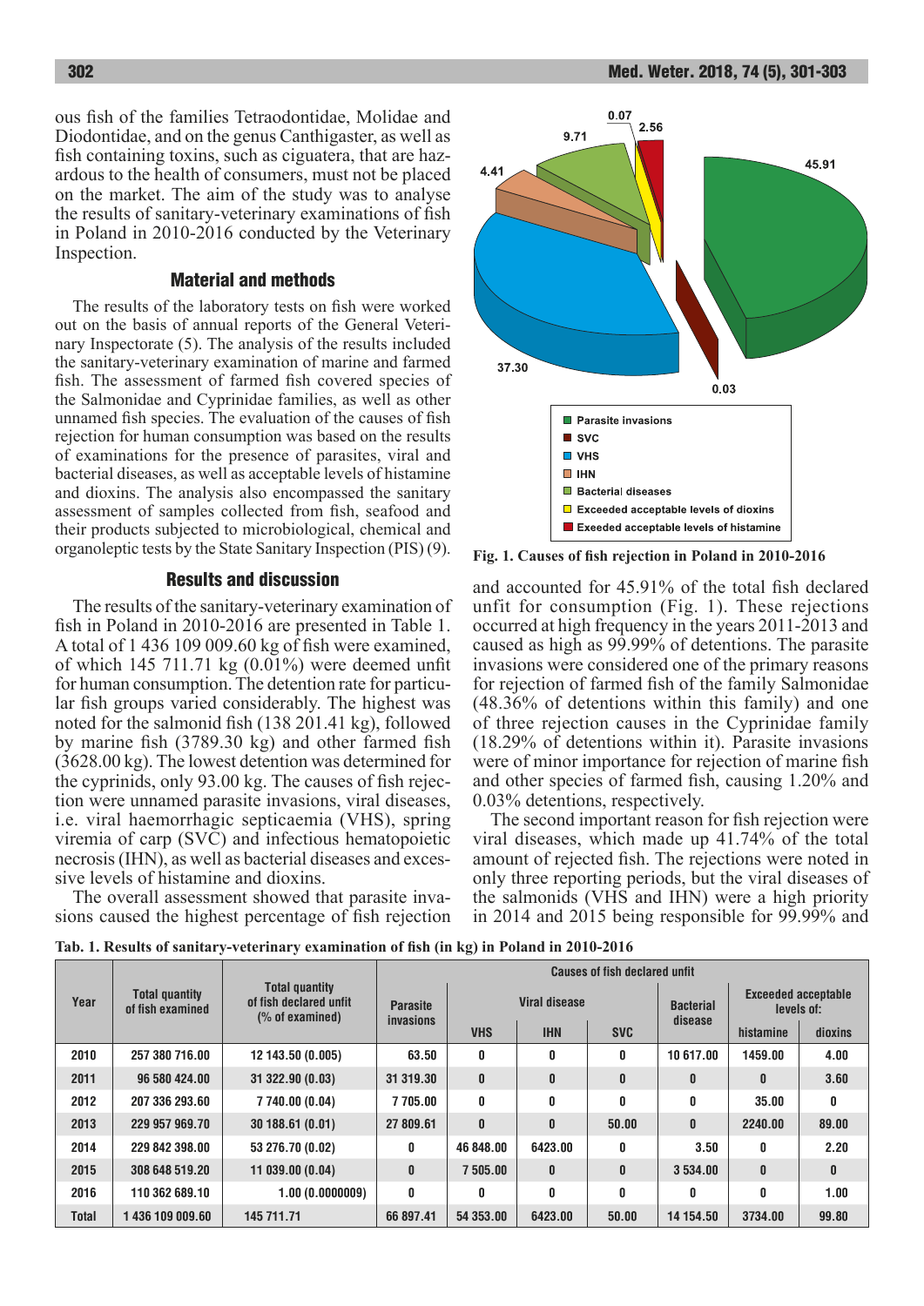ous fish of the families Tetraodontidae, Molidae and Diodontidae, and on the genus Canthigaster, as well as fish containing toxins, such as ciguatera, that are hazardous to the health of consumers, must not be placed on the market. The aim of the study was to analyse the results of sanitary-veterinary examinations of fish in Poland in 2010-2016 conducted by the Veterinary Inspection.

## Material and methods

The results of the laboratory tests on fish were worked out on the basis of annual reports of the General Veterinary Inspectorate (5). The analysis of the results included the sanitary-veterinary examination of marine and farmed fish. The assessment of farmed fish covered species of the Salmonidae and Cyprinidae families, as well as other unnamed fish species. The evaluation of the causes of fish rejection for human consumption was based on the results of examinations for the presence of parasites, viral and bacterial diseases, as well as acceptable levels of histamine and dioxins. The analysis also encompassed the sanitary assessment of samples collected from fish, seafood and their products subjected to microbiological, chemical and organoleptic tests by the State Sanitary Inspection (PIS) (9).

## Results and discussion

The results of the sanitary-veterinary examination of fish in Poland in 2010-2016 are presented in Table 1. A total of 1 436 109 009.60 kg of fish were examined, of which 145 711.71 kg (0.01%) were deemed unfit for human consumption. The detention rate for particular fish groups varied considerably. The highest was noted for the salmonid fish (138 201.41 kg), followed by marine fish (3789.30 kg) and other farmed fish (3628.00 kg). The lowest detention was determined for the cyprinids, only 93.00 kg. The causes of fish rejection were unnamed parasite invasions, viral diseases, i.e. viral haemorrhagic septicaemia (VHS), spring viremia of carp (SVC) and infectious hematopoietic necrosis (IHN), as well as bacterial diseases and excessive levels of histamine and dioxins.

The overall assessment showed that parasite invasions caused the highest percentage of fish rejection

**Fig. 1. Causes of fish rejection in Poland in 2010-2016**

and accounted for 45.91% of the total fish declared unfit for consumption (Fig. 1). These rejections occurred at high frequency in the years 2011-2013 and caused as high as 99.99% of detentions. The parasite invasions were considered one of the primary reasons for rejection of farmed fish of the family Salmonidae (48.36% of detentions within this family) and one of three rejection causes in the Cyprinidae family (18.29% of detentions within it). Parasite invasions were of minor importance for rejection of marine fish and other species of farmed fish, causing 1.20% and 0.03% detentions, respectively.

The second important reason for fish rejection were viral diseases, which made up 41.74% of the total amount of rejected fish. The rejections were noted in only three reporting periods, but the viral diseases of the salmonids (VHS and IHN) were a high priority in 2014 and 2015 being responsible for 99.99% and

**Tab. 1. Results of sanitary-veterinary examination of fish (in kg) in Poland in 2010-2016**

| Year | Total quantity of fish examined | Total quantity of fish declared unfit (% of examined) | Causes of fish declared unfit | | | | | | |
|---|---|---|---|---|---|---|---|---|---|
| | | | Parasite invasions | Viral disease | | | Bacterial disease | Exceeded acceptable levels of: | |
| | | | | VHS | IHN | SVC | | histamine | dioxins |
| 2010 | 257 380 716.00 | 12 143.50 (0.005) | 63.50 | 0 | 0 | 0 | 10 617.00 | 1459.00 | 4.00 |
| 2011 | 96 580 424.00 | 31 322.90 (0.03) | 31 319.30 | 0 | 0 | 0 | 0 | 0 | 3.60 |
| 2012 | 207 336 293.60 | 7 740.00 (0.04) | 7 705.00 | 0 | 0 | 0 | 0 | 35.00 | 0 |
| 2013 | 229 957 969.70 | 30 188.61 (0.01) | 27 809.61 | 0 | 0 | 50.00 | 0 | 2240.00 | 89.00 |
| 2014 | 229 842 398.00 | 53 276.70 (0.02) | 0 | 46 848.00 | 6423.00 | 0 | 3.50 | 0 | 2.20 |
| 2015 | 308 648 519.20 | 11 039.00 (0.04) | 0 | 7 505.00 | 0 | 0 | 3 534.00 | 0 | 0 |
| 2016 | 110 362 689.10 | 1.00 (0.0000009) | 0 | 0 | 0 | 0 | 0 | 0 | 1.00 |
| Total | 1 436 109 009.60 | 145 711.71 | 66 897.41 | 54 353.00 | 6423.00 | 50.00 | 14 154.50 | 3734.00 | 99.80 |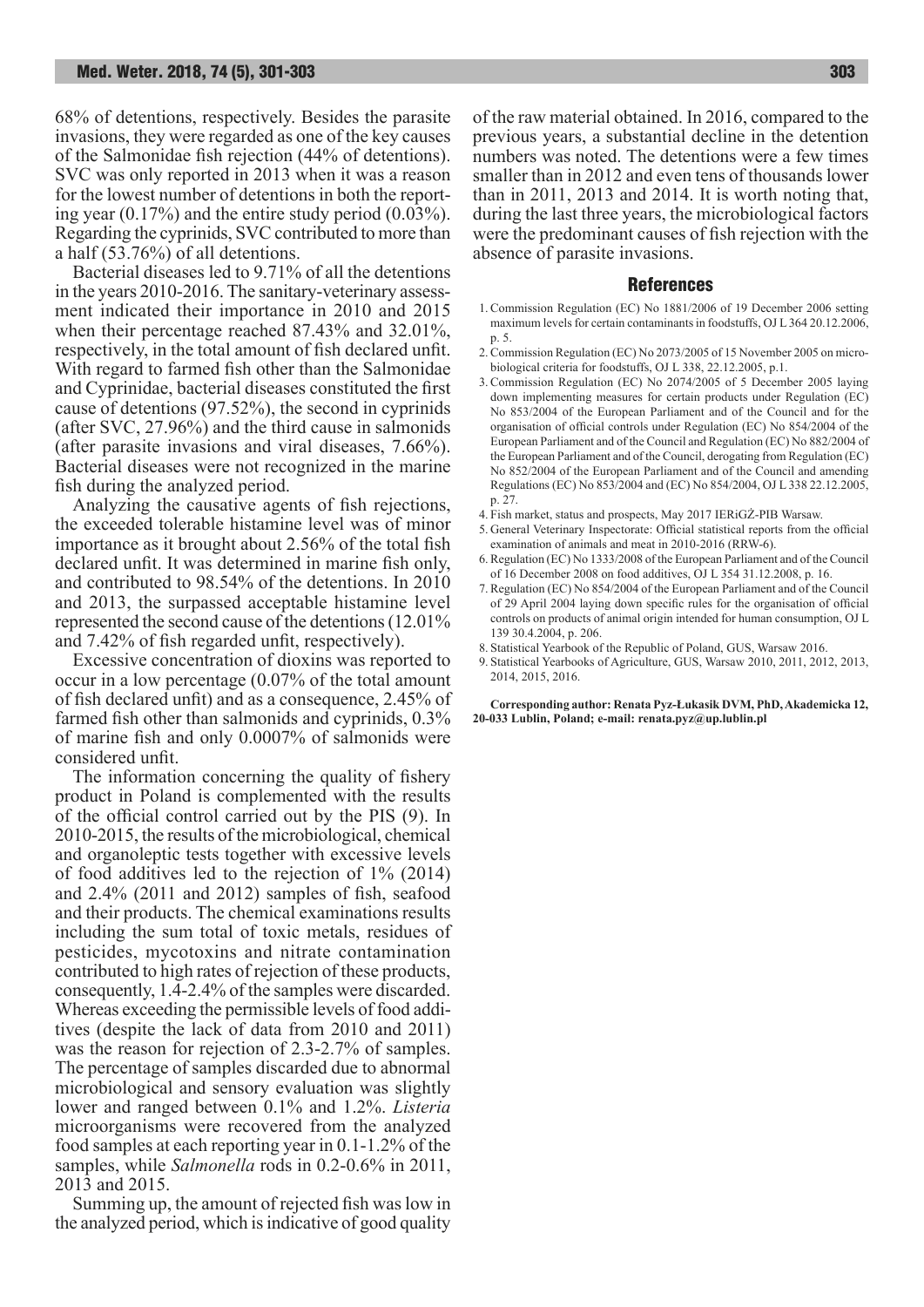68% of detentions, respectively. Besides the parasite invasions, they were regarded as one of the key causes of the Salmonidae fish rejection (44% of detentions). SVC was only reported in 2013 when it was a reason for the lowest number of detentions in both the reporting year (0.17%) and the entire study period (0.03%). Regarding the cyprinids, SVC contributed to more than a half (53.76%) of all detentions.

Bacterial diseases led to 9.71% of all the detentions in the years 2010-2016. The sanitary-veterinary assessment indicated their importance in 2010 and 2015 when their percentage reached 87.43% and 32.01%, respectively, in the total amount of fish declared unfit. With regard to farmed fish other than the Salmonidae and Cyprinidae, bacterial diseases constituted the first cause of detentions (97.52%), the second in cyprinids (after SVC, 27.96%) and the third cause in salmonids (after parasite invasions and viral diseases, 7.66%). Bacterial diseases were not recognized in the marine fish during the analyzed period.

Analyzing the causative agents of fish rejections, the exceeded tolerable histamine level was of minor importance as it brought about 2.56% of the total fish declared unfit. It was determined in marine fish only, and contributed to 98.54% of the detentions. In 2010 and 2013, the surpassed acceptable histamine level represented the second cause of the detentions (12.01% and 7.42% of fish regarded unfit, respectively).

Excessive concentration of dioxins was reported to occur in a low percentage (0.07% of the total amount of fish declared unfit) and as a consequence, 2.45% of farmed fish other than salmonids and cyprinids, 0.3% of marine fish and only 0.0007% of salmonids were considered unfit.

The information concerning the quality of fishery product in Poland is complemented with the results of the official control carried out by the PIS (9). In 2010-2015, the results of the microbiological, chemical and organoleptic tests together with excessive levels of food additives led to the rejection of 1% (2014) and 2.4% (2011 and 2012) samples of fish, seafood and their products. The chemical examinations results including the sum total of toxic metals, residues of pesticides, mycotoxins and nitrate contamination contributed to high rates of rejection of these products, consequently, 1.4-2.4% of the samples were discarded. Whereas exceeding the permissible levels of food additives (despite the lack of data from 2010 and 2011) was the reason for rejection of 2.3-2.7% of samples. The percentage of samples discarded due to abnormal microbiological and sensory evaluation was slightly lower and ranged between 0.1% and 1.2%. *Listeria* microorganisms were recovered from the analyzed food samples at each reporting year in 0.1-1.2% of the samples, while *Salmonella* rods in 0.2-0.6% in 2011, 2013 and 2015.

Summing up, the amount of rejected fish was low in the analyzed period, which is indicative of good quality of the raw material obtained. In 2016, compared to the previous years, a substantial decline in the detention numbers was noted. The detentions were a few times smaller than in 2012 and even tens of thousands lower than in 2011, 2013 and 2014. It is worth noting that, during the last three years, the microbiological factors were the predominant causes of fish rejection with the absence of parasite invasions.

## References

1. Commission Regulation (EC) No 1881/2006 of 19 December 2006 setting maximum levels for certain contaminants in foodstuffs, OJ L 364 20.12.2006, p. 5.
2. Commission Regulation (EC) No 2073/2005 of 15 November 2005 on microbiological criteria for foodstuffs, OJ L 338, 22.12.2005, p.1.
3. Commission Regulation (EC) No 2074/2005 of 5 December 2005 laying down implementing measures for certain products under Regulation (EC) No 853/2004 of the European Parliament and of the Council and for the organisation of official controls under Regulation (EC) No 854/2004 of the European Parliament and of the Council and Regulation (EC) No 882/2004 of the European Parliament and of the Council, derogating from Regulation (EC) No 852/2004 of the European Parliament and of the Council and amending Regulations (EC) No 853/2004 and (EC) No 854/2004, OJ L 338 22.12.2005, p. 27.
4. Fish market, status and prospects, May 2017 IERiGŻ-PIB Warsaw.
5. General Veterinary Inspectorate: Official statistical reports from the official examination of animals and meat in 2010-2016 (RRW-6).
6. Regulation (EC) No 1333/2008 of the European Parliament and of the Council of 16 December 2008 on food additives, OJ L 354 31.12.2008, p. 16.
7. Regulation (EC) No 854/2004 of the European Parliament and of the Council of 29 April 2004 laying down specific rules for the organisation of official controls on products of animal origin intended for human consumption, OJ L 139 30.4.2004, p. 206.
8. Statistical Yearbook of the Republic of Poland, GUS, Warsaw 2016.
9. Statistical Yearbooks of Agriculture, GUS, Warsaw 2010, 2011, 2012, 2013, 2014, 2015, 2016.

**Corresponding author: Renata Pyz-Łukasik DVM, PhD, Akademicka 12, 20-033 Lublin, Poland; e-mail: renata.pyz@up.lublin.pl**